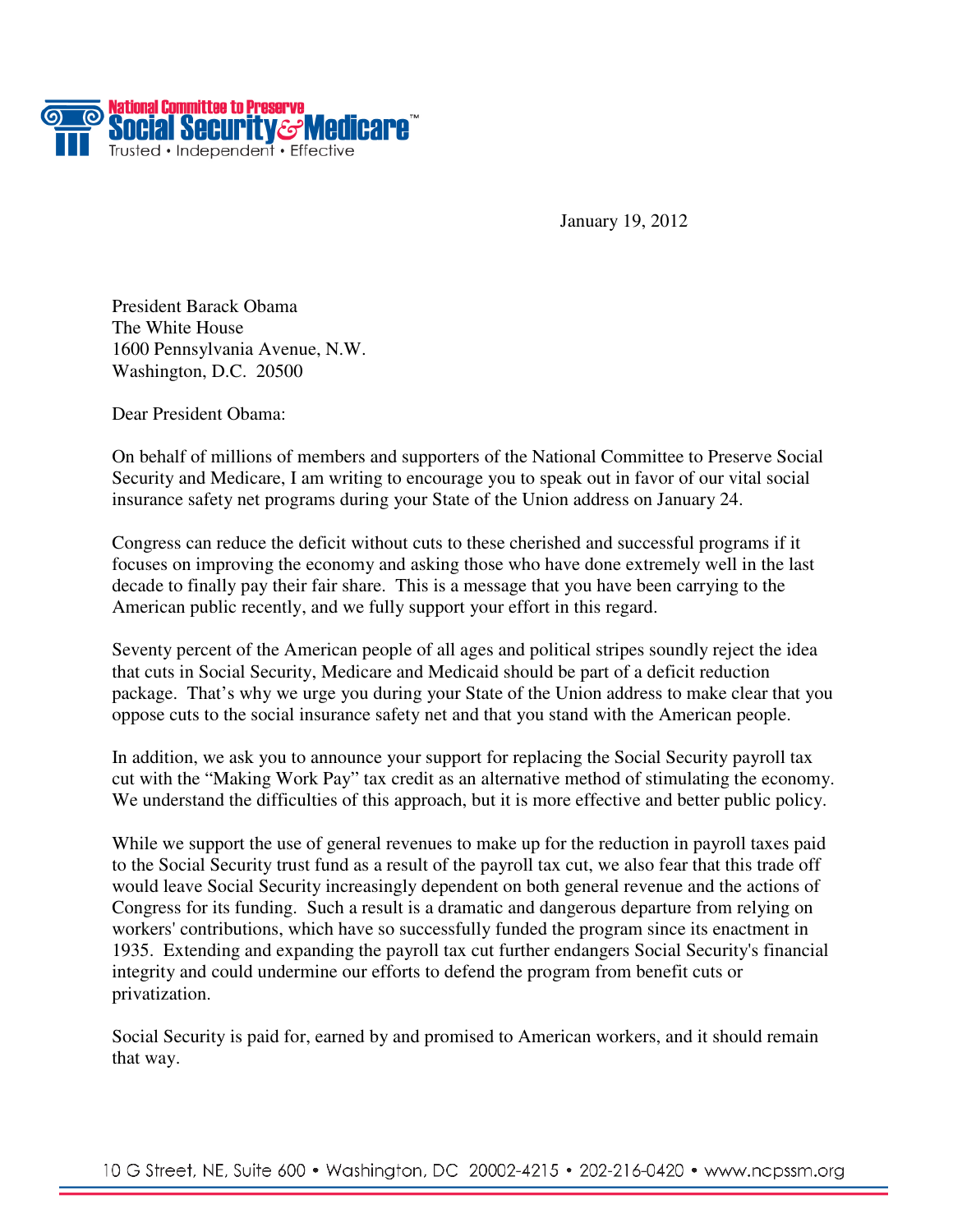National Committee to Preserve Social Security & Medicare™
Trusted • Independent • Effective

January 19, 2012

President Barack Obama
The White House
1600 Pennsylvania Avenue, N.W.
Washington, D.C. 20500

Dear President Obama:

On behalf of millions of members and supporters of the National Committee to Preserve Social Security and Medicare, I am writing to encourage you to speak out in favor of our vital social insurance safety net programs during your State of the Union address on January 24.

Congress can reduce the deficit without cuts to these cherished and successful programs if it focuses on improving the economy and asking those who have done extremely well in the last decade to finally pay their fair share. This is a message that you have been carrying to the American public recently, and we fully support your effort in this regard.

Seventy percent of the American people of all ages and political stripes soundly reject the idea that cuts in Social Security, Medicare and Medicaid should be part of a deficit reduction package. That's why we urge you during your State of the Union address to make clear that you oppose cuts to the social insurance safety net and that you stand with the American people.

In addition, we ask you to announce your support for replacing the Social Security payroll tax cut with the "Making Work Pay" tax credit as an alternative method of stimulating the economy. We understand the difficulties of this approach, but it is more effective and better public policy.

While we support the use of general revenues to make up for the reduction in payroll taxes paid to the Social Security trust fund as a result of the payroll tax cut, we also fear that this trade off would leave Social Security increasingly dependent on both general revenue and the actions of Congress for its funding. Such a result is a dramatic and dangerous departure from relying on workers' contributions, which have so successfully funded the program since its enactment in 1935. Extending and expanding the payroll tax cut further endangers Social Security's financial integrity and could undermine our efforts to defend the program from benefit cuts or privatization.

Social Security is paid for, earned by and promised to American workers, and it should remain that way.

10 G Street, NE, Suite 600 • Washington, DC 20002-4215 • 202-216-0420 • www.ncpssm.org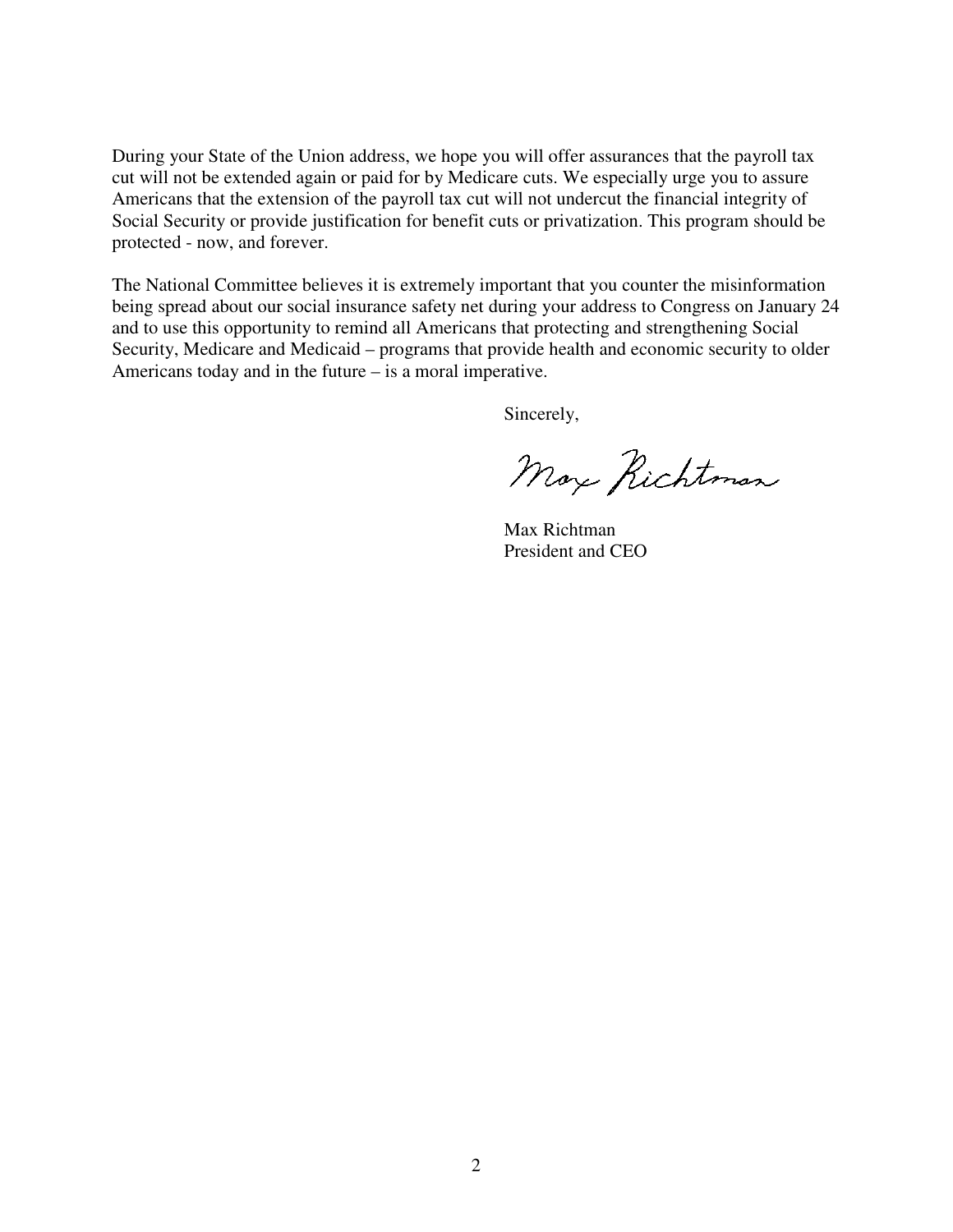During your State of the Union address, we hope you will offer assurances that the payroll tax cut will not be extended again or paid for by Medicare cuts. We especially urge you to assure Americans that the extension of the payroll tax cut will not undercut the financial integrity of Social Security or provide justification for benefit cuts or privatization. This program should be protected - now, and forever.

The National Committee believes it is extremely important that you counter the misinformation being spread about our social insurance safety net during your address to Congress on January 24 and to use this opportunity to remind all Americans that protecting and strengthening Social Security, Medicare and Medicaid – programs that provide health and economic security to older Americans today and in the future – is a moral imperative.

Sincerely,

Max Richtman

Max Richtman
President and CEO